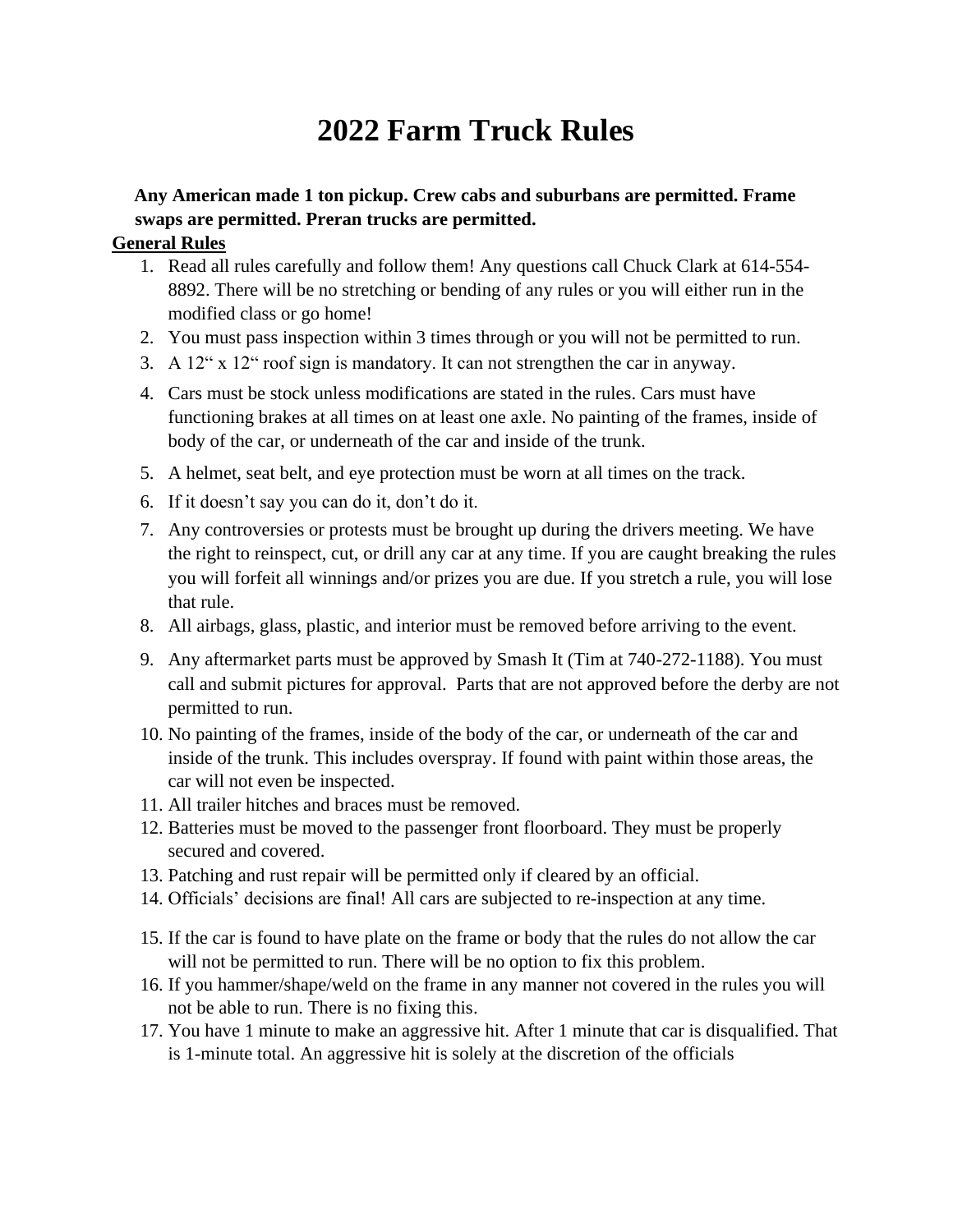# 2022 Farm Truck Rules

**Any American made 1 ton pickup. Crew cabs and suburbans are permitted. Frame swaps are permitted. Preran trucks are permitted.**

**General Rules**

1. Read all rules carefully and follow them! Any questions call Chuck Clark at 614-554-8892. There will be no stretching or bending of any rules or you will either run in the modified class or go home!
2. You must pass inspection within 3 times through or you will not be permitted to run.
3. A 12" x 12" roof sign is mandatory. It can not strengthen the car in anyway.
4. Cars must be stock unless modifications are stated in the rules. Cars must have functioning brakes at all times on at least one axle. No painting of the frames, inside of body of the car, or underneath of the car and inside of the trunk.
5. A helmet, seat belt, and eye protection must be worn at all times on the track.
6. If it doesn't say you can do it, don't do it.
7. Any controversies or protests must be brought up during the drivers meeting. We have the right to reinspect, cut, or drill any car at any time. If you are caught breaking the rules you will forfeit all winnings and/or prizes you are due. If you stretch a rule, you will lose that rule.
8. All airbags, glass, plastic, and interior must be removed before arriving to the event.
9. Any aftermarket parts must be approved by Smash It (Tim at 740-272-1188). You must call and submit pictures for approval. Parts that are not approved before the derby are not permitted to run.
10. No painting of the frames, inside of the body of the car, or underneath of the car and inside of the trunk. This includes overspray. If found with paint within those areas, the car will not even be inspected.
11. All trailer hitches and braces must be removed.
12. Batteries must be moved to the passenger front floorboard. They must be properly secured and covered.
13. Patching and rust repair will be permitted only if cleared by an official.
14. Officials' decisions are final! All cars are subjected to re-inspection at any time.
15. If the car is found to have plate on the frame or body that the rules do not allow the car will not be permitted to run. There will be no option to fix this problem.
16. If you hammer/shape/weld on the frame in any manner not covered in the rules you will not be able to run. There is no fixing this.
17. You have 1 minute to make an aggressive hit. After 1 minute that car is disqualified. That is 1-minute total. An aggressive hit is solely at the discretion of the officials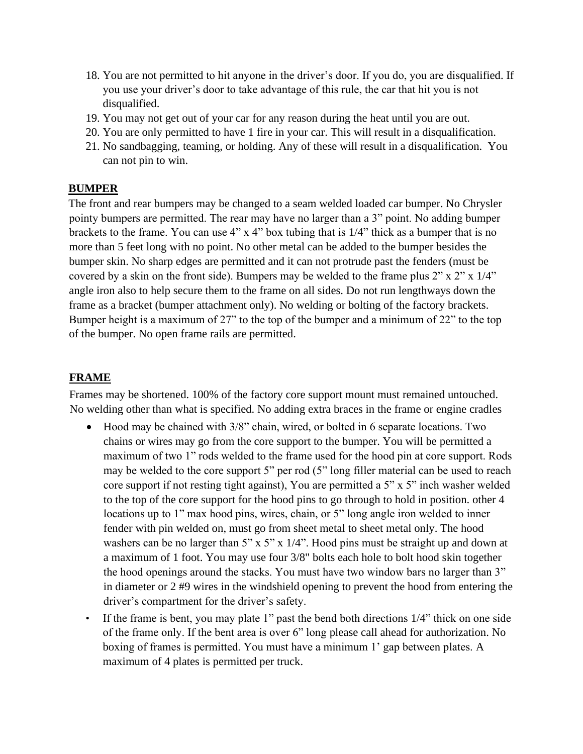18. You are not permitted to hit anyone in the driver's door. If you do, you are disqualified. If you use your driver's door to take advantage of this rule, the car that hit you is not disqualified.
19. You may not get out of your car for any reason during the heat until you are out.
20. You are only permitted to have 1 fire in your car. This will result in a disqualification.
21. No sandbagging, teaming, or holding. Any of these will result in a disqualification. You can not pin to win.

## BUMPER

The front and rear bumpers may be changed to a seam welded loaded car bumper. No Chrysler pointy bumpers are permitted. The rear may have no larger than a 3" point. No adding bumper brackets to the frame. You can use 4" x 4" box tubing that is 1/4" thick as a bumper that is no more than 5 feet long with no point. No other metal can be added to the bumper besides the bumper skin. No sharp edges are permitted and it can not protrude past the fenders (must be covered by a skin on the front side). Bumpers may be welded to the frame plus 2" x 2" x 1/4" angle iron also to help secure them to the frame on all sides. Do not run lengthways down the frame as a bracket (bumper attachment only). No welding or bolting of the factory brackets. Bumper height is a maximum of 27" to the top of the bumper and a minimum of 22" to the top of the bumper. No open frame rails are permitted.

## FRAME

Frames may be shortened. 100% of the factory core support mount must remained untouched. No welding other than what is specified. No adding extra braces in the frame or engine cradles

- Hood may be chained with 3/8" chain, wired, or bolted in 6 separate locations. Two chains or wires may go from the core support to the bumper. You will be permitted a maximum of two 1" rods welded to the frame used for the hood pin at core support. Rods may be welded to the core support 5" per rod (5" long filler material can be used to reach core support if not resting tight against), You are permitted a 5" x 5" inch washer welded to the top of the core support for the hood pins to go through to hold in position. other 4 locations up to 1" max hood pins, wires, chain, or 5" long angle iron welded to inner fender with pin welded on, must go from sheet metal to sheet metal only. The hood washers can be no larger than 5" x 5" x 1/4". Hood pins must be straight up and down at a maximum of 1 foot. You may use four 3/8" bolts each hole to bolt hood skin together the hood openings around the stacks. You must have two window bars no larger than 3" in diameter or 2 #9 wires in the windshield opening to prevent the hood from entering the driver's compartment for the driver's safety.
- If the frame is bent, you may plate 1" past the bend both directions 1/4" thick on one side of the frame only. If the bent area is over 6" long please call ahead for authorization. No boxing of frames is permitted. You must have a minimum 1' gap between plates. A maximum of 4 plates is permitted per truck.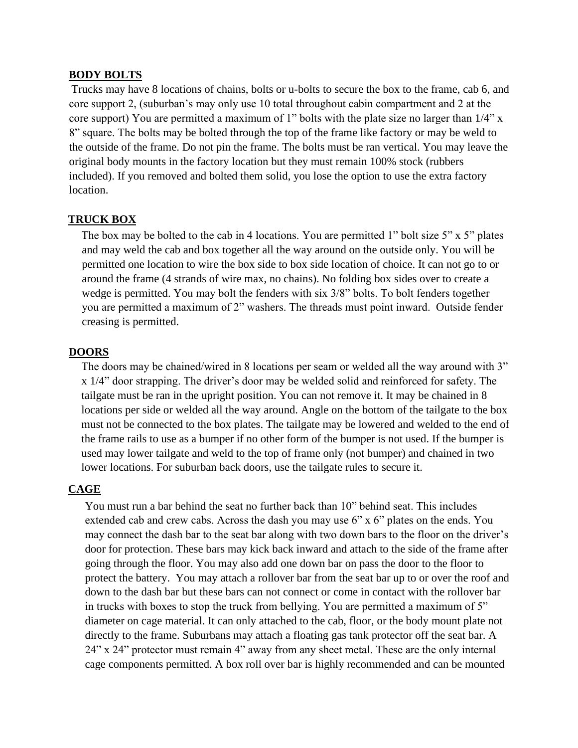## BODY BOLTS

Trucks may have 8 locations of chains, bolts or u-bolts to secure the box to the frame, cab 6, and core support 2, (suburban's may only use 10 total throughout cabin compartment and 2 at the core support) You are permitted a maximum of 1" bolts with the plate size no larger than 1/4" x 8" square. The bolts may be bolted through the top of the frame like factory or may be weld to the outside of the frame. Do not pin the frame. The bolts must be ran vertical. You may leave the original body mounts in the factory location but they must remain 100% stock (rubbers included). If you removed and bolted them solid, you lose the option to use the extra factory location.

## TRUCK BOX

The box may be bolted to the cab in 4 locations. You are permitted 1" bolt size 5" x 5" plates and may weld the cab and box together all the way around on the outside only. You will be permitted one location to wire the box side to box side location of choice. It can not go to or around the frame (4 strands of wire max, no chains). No folding box sides over to create a wedge is permitted. You may bolt the fenders with six 3/8" bolts. To bolt fenders together you are permitted a maximum of 2" washers. The threads must point inward. Outside fender creasing is permitted.

## DOORS

The doors may be chained/wired in 8 locations per seam or welded all the way around with 3" x 1/4" door strapping. The driver's door may be welded solid and reinforced for safety. The tailgate must be ran in the upright position. You can not remove it. It may be chained in 8 locations per side or welded all the way around. Angle on the bottom of the tailgate to the box must not be connected to the box plates. The tailgate may be lowered and welded to the end of the frame rails to use as a bumper if no other form of the bumper is not used. If the bumper is used may lower tailgate and weld to the top of frame only (not bumper) and chained in two lower locations. For suburban back doors, use the tailgate rules to secure it.

## CAGE

You must run a bar behind the seat no further back than 10" behind seat. This includes extended cab and crew cabs. Across the dash you may use 6" x 6" plates on the ends. You may connect the dash bar to the seat bar along with two down bars to the floor on the driver's door for protection. These bars may kick back inward and attach to the side of the frame after going through the floor. You may also add one down bar on pass the door to the floor to protect the battery. You may attach a rollover bar from the seat bar up to or over the roof and down to the dash bar but these bars can not connect or come in contact with the rollover bar in trucks with boxes to stop the truck from bellying. You are permitted a maximum of 5" diameter on cage material. It can only attached to the cab, floor, or the body mount plate not directly to the frame. Suburbans may attach a floating gas tank protector off the seat bar. A 24" x 24" protector must remain 4" away from any sheet metal. These are the only internal cage components permitted. A box roll over bar is highly recommended and can be mounted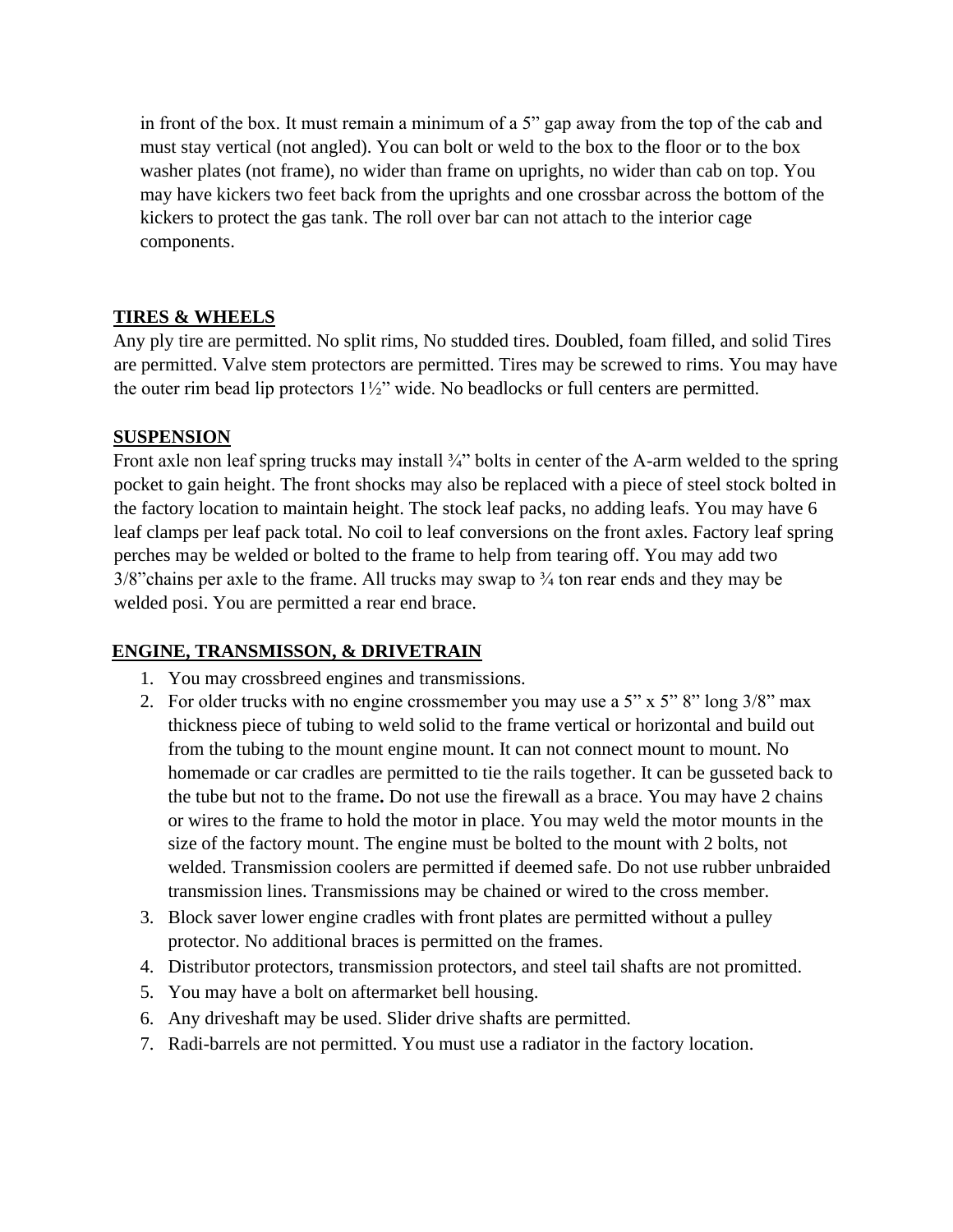in front of the box. It must remain a minimum of a 5” gap away from the top of the cab and must stay vertical (not angled). You can bolt or weld to the box to the floor or to the box washer plates (not frame), no wider than frame on uprights, no wider than cab on top. You may have kickers two feet back from the uprights and one crossbar across the bottom of the kickers to protect the gas tank. The roll over bar can not attach to the interior cage components.

## TIRES & WHEELS

Any ply tire are permitted. No split rims, No studded tires. Doubled, foam filled, and solid Tires are permitted. Valve stem protectors are permitted. Tires may be screwed to rims. You may have the outer rim bead lip protectors 1½” wide. No beadlocks or full centers are permitted.

## SUSPENSION

Front axle non leaf spring trucks may install ¾” bolts in center of the A-arm welded to the spring pocket to gain height. The front shocks may also be replaced with a piece of steel stock bolted in the factory location to maintain height. The stock leaf packs, no adding leafs. You may have 6 leaf clamps per leaf pack total. No coil to leaf conversions on the front axles. Factory leaf spring perches may be welded or bolted to the frame to help from tearing off. You may add two 3/8”chains per axle to the frame. All trucks may swap to ¾ ton rear ends and they may be welded posi. You are permitted a rear end brace.

## ENGINE, TRANSMISSON, & DRIVETRAIN

1. You may crossbreed engines and transmissions.
2. For older trucks with no engine crossmember you may use a 5” x 5” 8” long 3/8” max thickness piece of tubing to weld solid to the frame vertical or horizontal and build out from the tubing to the mount engine mount. It can not connect mount to mount. No homemade or car cradles are permitted to tie the rails together. It can be gusseted back to the tube but not to the frame**.** Do not use the firewall as a brace. You may have 2 chains or wires to the frame to hold the motor in place. You may weld the motor mounts in the size of the factory mount. The engine must be bolted to the mount with 2 bolts, not welded. Transmission coolers are permitted if deemed safe. Do not use rubber unbraided transmission lines. Transmissions may be chained or wired to the cross member.
3. Block saver lower engine cradles with front plates are permitted without a pulley protector. No additional braces is permitted on the frames.
4. Distributor protectors, transmission protectors, and steel tail shafts are not promitted.
5. You may have a bolt on aftermarket bell housing.
6. Any driveshaft may be used. Slider drive shafts are permitted.
7. Radi-barrels are not permitted. You must use a radiator in the factory location.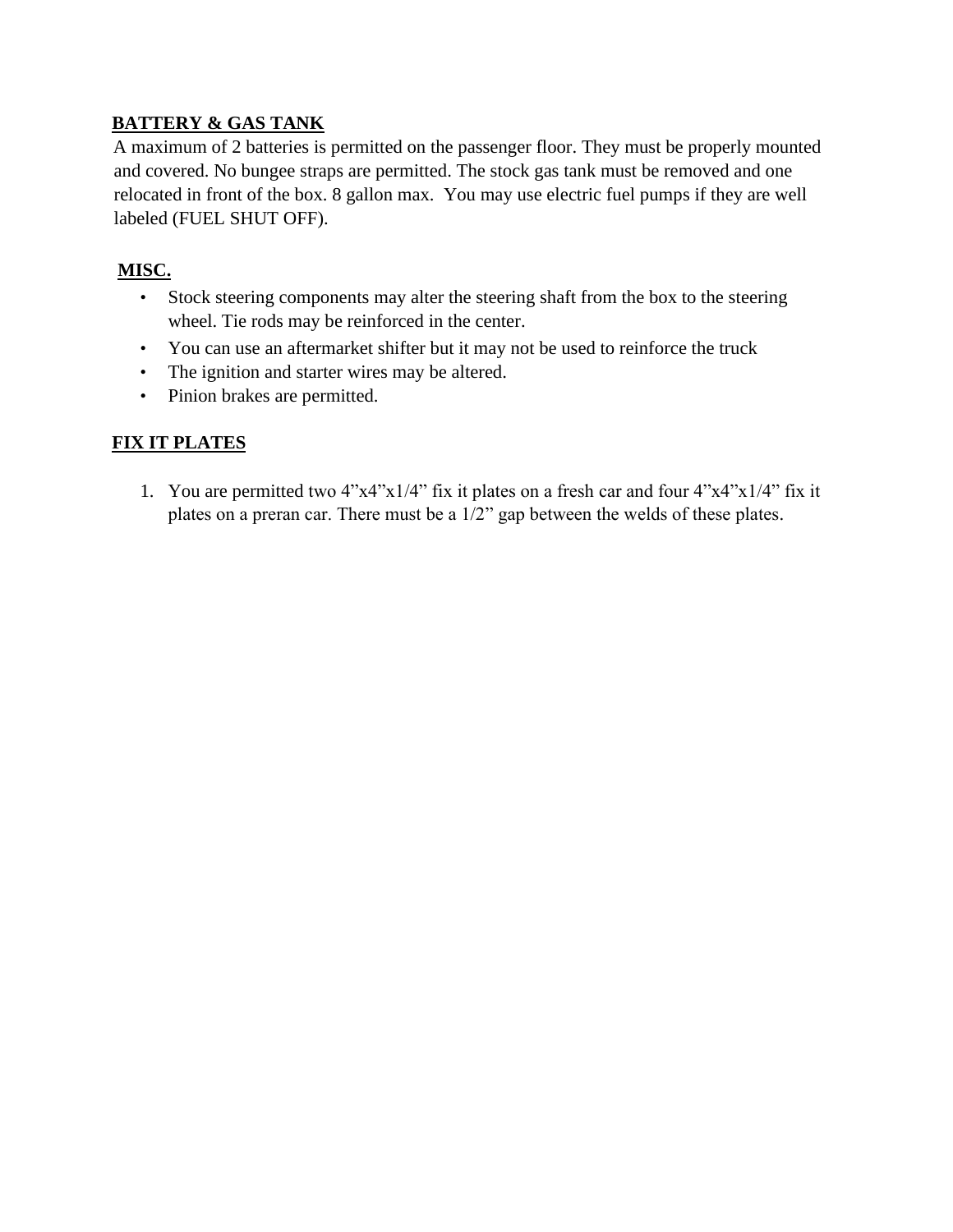**BATTERY & GAS TANK**

A maximum of 2 batteries is permitted on the passenger floor. They must be properly mounted and covered. No bungee straps are permitted. The stock gas tank must be removed and one relocated in front of the box. 8 gallon max. You may use electric fuel pumps if they are well labeled (FUEL SHUT OFF).

**MISC.**

- Stock steering components may alter the steering shaft from the box to the steering wheel. Tie rods may be reinforced in the center.
- You can use an aftermarket shifter but it may not be used to reinforce the truck
- The ignition and starter wires may be altered.
- Pinion brakes are permitted.

**FIX IT PLATES**

1. You are permitted two 4"x4"x1/4" fix it plates on a fresh car and four 4"x4"x1/4" fix it plates on a preran car. There must be a 1/2" gap between the welds of these plates.